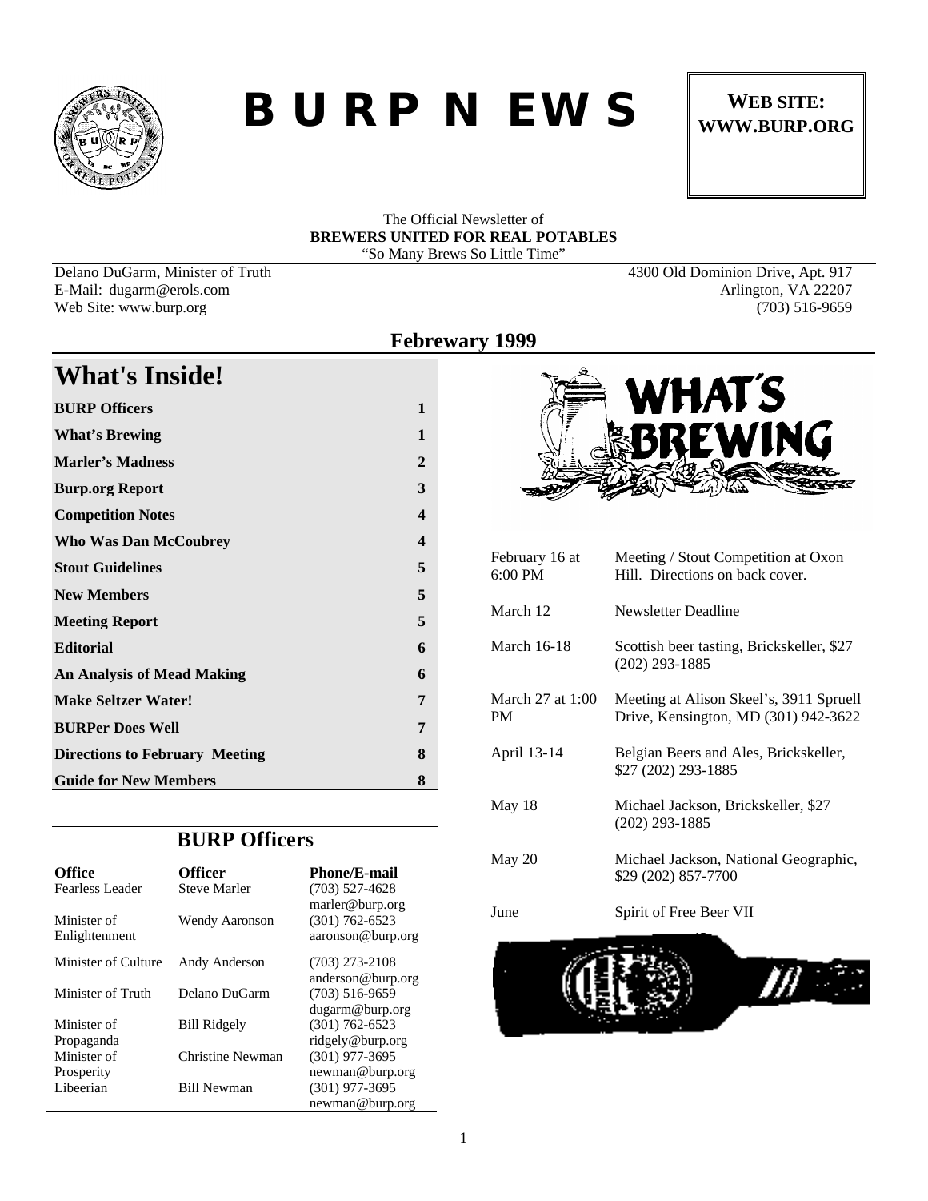# B U R P N EWS

**WEB SITE: WWW.BURP.ORG**

The Official Newsletter of
**BREWERS UNITED FOR REAL POTABLES**
"So Many Brews So Little Time"

Delano DuGarm, Minister of Truth
E-Mail: dugarm@erols.com
Web Site: www.burp.org

4300 Old Dominion Drive, Apt. 917
Arlington, VA 22207
(703) 516-9659

## Febreware 1999

## What's Inside!

| | |
|---|---|
| **BURP Officers** | **1** |
| **What's Brewing** | **1** |
| **Marler's Madness** | **2** |
| **Burp.org Report** | **3** |
| **Competition Notes** | **4** |
| **Who Was Dan McCoubrey** | **4** |
| **Stout Guidelines** | **5** |
| **New Members** | **5** |
| **Meeting Report** | **5** |
| **Editorial** | **6** |
| **An Analysis of Mead Making** | **6** |
| **Make Seltzer Water!** | **7** |
| **BURPer Does Well** | **7** |
| **Directions to February Meeting** | **8** |
| **Guide for New Members** | **8** |

## BURP Officers

| Office | Officer | Phone/E-mail |
|---|---|---|
| Fearless Leader | Steve Marler | (703) 527-4628 marler@burp.org |
| Minister of Enlightenment | Wendy Aaronson | (301) 762-6523 aaronson@burp.org |
| Minister of Culture | Andy Anderson | (703) 273-2108 anderson@burp.org |
| Minister of Truth | Delano DuGarm | (703) 516-9659 dugarm@burp.org |
| Minister of Propaganda | Bill Ridgely | (301) 762-6523 ridgely@burp.org |
| Minister of Prosperity | Christine Newman | (301) 977-3695 newman@burp.org |
| Libeerian | Bill Newman | (301) 977-3695 newman@burp.org |

## WHAT'S BREWING

| | |
|---|---|
| February 16 at 6:00 PM | Meeting / Stout Competition at Oxon Hill. Directions on back cover. |
| March 12 | Newsletter Deadline |
| March 16-18 | Scottish beer tasting, Brickskeller, $27 (202) 293-1885 |
| March 27 at 1:00 PM | Meeting at Alison Skeel's, 3911 Spruell Drive, Kensington, MD (301) 942-3622 |
| April 13-14 | Belgian Beers and Ales, Brickskeller, $27 (202) 293-1885 |
| May 18 | Michael Jackson, Brickskeller, $27 (202) 293-1885 |
| May 20 | Michael Jackson, National Geographic, $29 (202) 857-7700 |
| June | Spirit of Free Beer VII |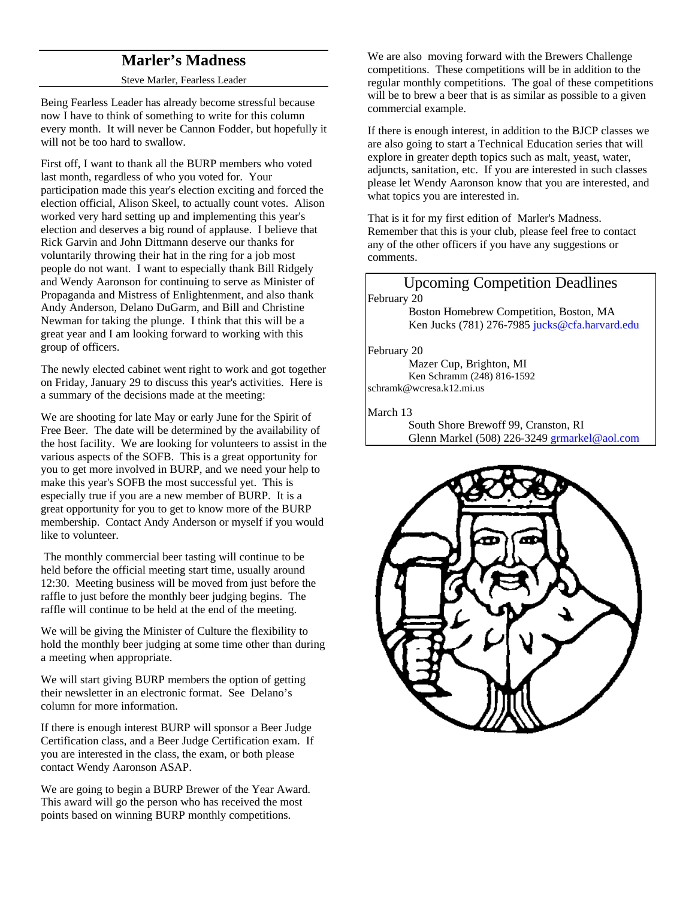## Marler's Madness

Steve Marler, Fearless Leader

Being Fearless Leader has already become stressful because now I have to think of something to write for this column every month. It will never be Cannon Fodder, but hopefully it will not be too hard to swallow.

First off, I want to thank all the BURP members who voted last month, regardless of who you voted for. Your participation made this year's election exciting and forced the election official, Alison Skeel, to actually count votes. Alison worked very hard setting up and implementing this year's election and deserves a big round of applause. I believe that Rick Garvin and John Dittmann deserve our thanks for voluntarily throwing their hat in the ring for a job most people do not want. I want to especially thank Bill Ridgely and Wendy Aaronson for continuing to serve as Minister of Propaganda and Mistress of Enlightenment, and also thank Andy Anderson, Delano DuGarm, and Bill and Christine Newman for taking the plunge. I think that this will be a great year and I am looking forward to working with this group of officers.

The newly elected cabinet went right to work and got together on Friday, January 29 to discuss this year's activities. Here is a summary of the decisions made at the meeting:

We are shooting for late May or early June for the Spirit of Free Beer. The date will be determined by the availability of the host facility. We are looking for volunteers to assist in the various aspects of the SOFB. This is a great opportunity for you to get more involved in BURP, and we need your help to make this year's SOFB the most successful yet. This is especially true if you are a new member of BURP. It is a great opportunity for you to get to know more of the BURP membership. Contact Andy Anderson or myself if you would like to volunteer.

The monthly commercial beer tasting will continue to be held before the official meeting start time, usually around 12:30. Meeting business will be moved from just before the raffle to just before the monthly beer judging begins. The raffle will continue to be held at the end of the meeting.

We will be giving the Minister of Culture the flexibility to hold the monthly beer judging at some time other than during a meeting when appropriate.

We will start giving BURP members the option of getting their newsletter in an electronic format. See Delano's column for more information.

If there is enough interest BURP will sponsor a Beer Judge Certification class, and a Beer Judge Certification exam. If you are interested in the class, the exam, or both please contact Wendy Aaronson ASAP.

We are going to begin a BURP Brewer of the Year Award. This award will go the person who has received the most points based on winning BURP monthly competitions.

We are also moving forward with the Brewers Challenge competitions. These competitions will be in addition to the regular monthly competitions. The goal of these competitions will be to brew a beer that is as similar as possible to a given commercial example.

If there is enough interest, in addition to the BJCP classes we are also going to start a Technical Education series that will explore in greater depth topics such as malt, yeast, water, adjuncts, sanitation, etc. If you are interested in such classes please let Wendy Aaronson know that you are interested, and what topics you are interested in.

That is it for my first edition of Marler's Madness. Remember that this is your club, please feel free to contact any of the other officers if you have any suggestions or comments.

### Upcoming Competition Deadlines

February 20
Boston Homebrew Competition, Boston, MA
Ken Jucks (781) 276-7985 jucks@cfa.harvard.edu

February 20
Mazer Cup, Brighton, MI
Ken Schramm (248) 816-1592
schramk@wcresa.k12.mi.us

March 13
South Shore Brewoff 99, Cranston, RI
Glenn Markel (508) 226-3249 grmarkel@aol.com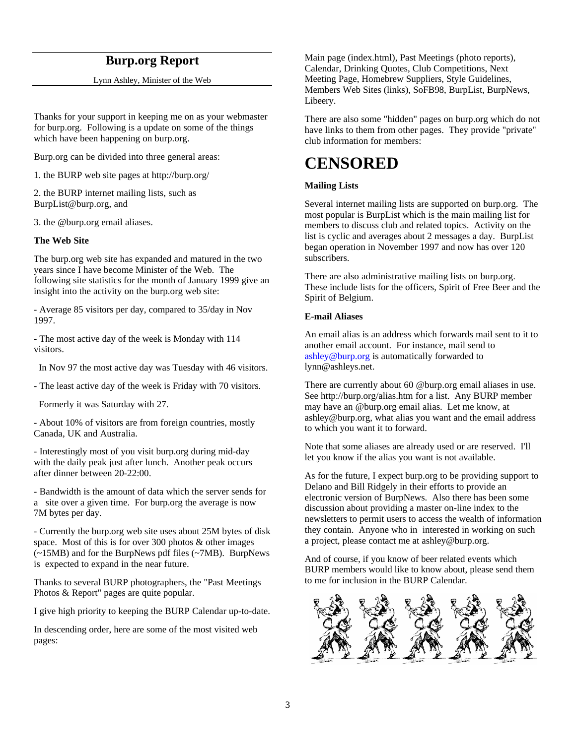## Burp.org Report

Lynn Ashley, Minister of the Web

Thanks for your support in keeping me on as your webmaster for burp.org. Following is a update on some of the things which have been happening on burp.org.

Burp.org can be divided into three general areas:

1. the BURP web site pages at http://burp.org/

2. the BURP internet mailing lists, such as BurpList@burp.org, and

3. the @burp.org email aliases.

**The Web Site**

The burp.org web site has expanded and matured in the two years since I have become Minister of the Web. The following site statistics for the month of January 1999 give an insight into the activity on the burp.org web site:

- Average 85 visitors per day, compared to 35/day in Nov 1997.

- The most active day of the week is Monday with 114 visitors.

  In Nov 97 the most active day was Tuesday with 46 visitors.

- The least active day of the week is Friday with 70 visitors.

  Formerly it was Saturday with 27.

- About 10% of visitors are from foreign countries, mostly Canada, UK and Australia.

- Interestingly most of you visit burp.org during mid-day with the daily peak just after lunch. Another peak occurs after dinner between 20-22:00.

- Bandwidth is the amount of data which the server sends for a site over a given time. For burp.org the average is now 7M bytes per day.

- Currently the burp.org web site uses about 25M bytes of disk space. Most of this is for over 300 photos & other images (~15MB) and for the BurpNews pdf files (~7MB). BurpNews is expected to expand in the near future.

Thanks to several BURP photographers, the "Past Meetings Photos & Report" pages are quite popular.

I give high priority to keeping the BURP Calendar up-to-date.

In descending order, here are some of the most visited web pages:

Main page (index.html), Past Meetings (photo reports), Calendar, Drinking Quotes, Club Competitions, Next Meeting Page, Homebrew Suppliers, Style Guidelines, Members Web Sites (links), SoFB98, BurpList, BurpNews, Libeery.

There are also some "hidden" pages on burp.org which do not have links to them from other pages. They provide "private" club information for members:

# CENSORED

**Mailing Lists**

Several internet mailing lists are supported on burp.org. The most popular is BurpList which is the main mailing list for members to discuss club and related topics. Activity on the list is cyclic and averages about 2 messages a day. BurpList began operation in November 1997 and now has over 120 subscribers.

There are also administrative mailing lists on burp.org. These include lists for the officers, Spirit of Free Beer and the Spirit of Belgium.

**E-mail Aliases**

An email alias is an address which forwards mail sent to it to another email account. For instance, mail send to ashley@burp.org is automatically forwarded to lynn@ashleys.net.

There are currently about 60 @burp.org email aliases in use. See http://burp.org/alias.htm for a list. Any BURP member may have an @burp.org email alias. Let me know, at ashley@burp.org, what alias you want and the email address to which you want it to forward.

Note that some aliases are already used or are reserved. I'll let you know if the alias you want is not available.

As for the future, I expect burp.org to be providing support to Delano and Bill Ridgely in their efforts to provide an electronic version of BurpNews. Also there has been some discussion about providing a master on-line index to the newsletters to permit users to access the wealth of information they contain. Anyone who in interested in working on such a project, please contact me at ashley@burp.org.

And of course, if you know of beer related events which BURP members would like to know about, please send them to me for inclusion in the BURP Calendar.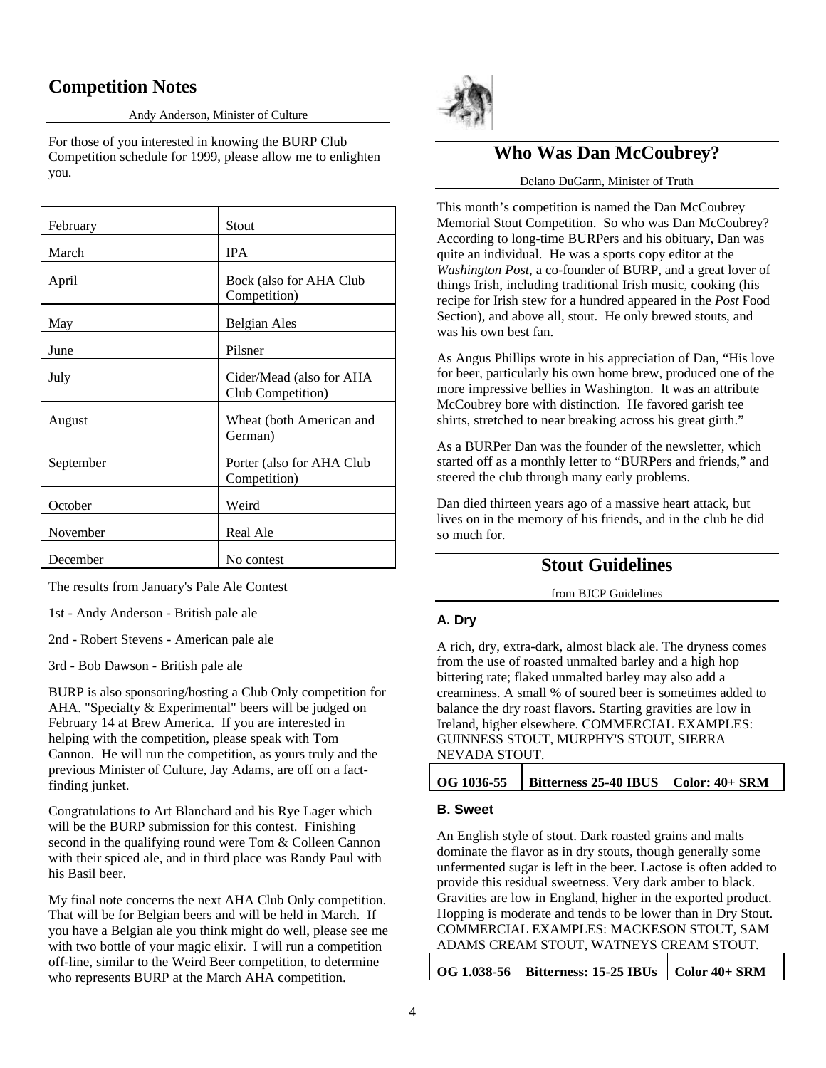## Competition Notes

Andy Anderson, Minister of Culture

For those of you interested in knowing the BURP Club Competition schedule for 1999, please allow me to enlighten you.

| | |
|---|---|
| February | Stout |
| March | IPA |
| April | Bock (also for AHA Club Competition) |
| May | Belgian Ales |
| June | Pilsner |
| July | Cider/Mead (also for AHA Club Competition) |
| August | Wheat (both American and German) |
| September | Porter (also for AHA Club Competition) |
| October | Weird |
| November | Real Ale |
| December | No contest |

The results from January's Pale Ale Contest

1st - Andy Anderson - British pale ale

2nd - Robert Stevens - American pale ale

3rd - Bob Dawson - British pale ale

BURP is also sponsoring/hosting a Club Only competition for AHA. "Specialty & Experimental" beers will be judged on February 14 at Brew America. If you are interested in helping with the competition, please speak with Tom Cannon. He will run the competition, as yours truly and the previous Minister of Culture, Jay Adams, are off on a fact-finding junket.

Congratulations to Art Blanchard and his Rye Lager which will be the BURP submission for this contest. Finishing second in the qualifying round were Tom & Colleen Cannon with their spiced ale, and in third place was Randy Paul with his Basil beer.

My final note concerns the next AHA Club Only competition. That will be for Belgian beers and will be held in March. If you have a Belgian ale you think might do well, please see me with two bottle of your magic elixir. I will run a competition off-line, similar to the Weird Beer competition, to determine who represents BURP at the March AHA competition.

## Who Was Dan McCoubrey?

Delano DuGarm, Minister of Truth

This month's competition is named the Dan McCoubrey Memorial Stout Competition. So who was Dan McCoubrey? According to long-time BURPers and his obituary, Dan was quite an individual. He was a sports copy editor at the *Washington Post*, a co-founder of BURP, and a great lover of things Irish, including traditional Irish music, cooking (his recipe for Irish stew for a hundred appeared in the *Post* Food Section), and above all, stout. He only brewed stouts, and was his own best fan.

As Angus Phillips wrote in his appreciation of Dan, "His love for beer, particularly his own home brew, produced one of the more impressive bellies in Washington. It was an attribute McCoubrey bore with distinction. He favored garish tee shirts, stretched to near breaking across his great girth."

As a BURPer Dan was the founder of the newsletter, which started off as a monthly letter to "BURPers and friends," and steered the club through many early problems.

Dan died thirteen years ago of a massive heart attack, but lives on in the memory of his friends, and in the club he did so much for.

## Stout Guidelines

from BJCP Guidelines

### A. Dry

A rich, dry, extra-dark, almost black ale. The dryness comes from the use of roasted unmalted barley and a high hop bittering rate; flaked unmalted barley may also add a creaminess. A small % of soured beer is sometimes added to balance the dry roast flavors. Starting gravities are low in Ireland, higher elsewhere. COMMERCIAL EXAMPLES: GUINNESS STOUT, MURPHY'S STOUT, SIERRA NEVADA STOUT.

| OG 1036-55 | Bitterness 25-40 IBUS | Color: 40+ SRM |
|---|---|---|

### B. Sweet

An English style of stout. Dark roasted grains and malts dominate the flavor as in dry stouts, though generally some unfermented sugar is left in the beer. Lactose is often added to provide this residual sweetness. Very dark amber to black. Gravities are low in England, higher in the exported product. Hopping is moderate and tends to be lower than in Dry Stout. COMMERCIAL EXAMPLES: MACKESON STOUT, SAM ADAMS CREAM STOUT, WATNEYS CREAM STOUT.

| OG 1.038-56 | Bitterness: 15-25 IBUs | Color 40+ SRM |
|---|---|---|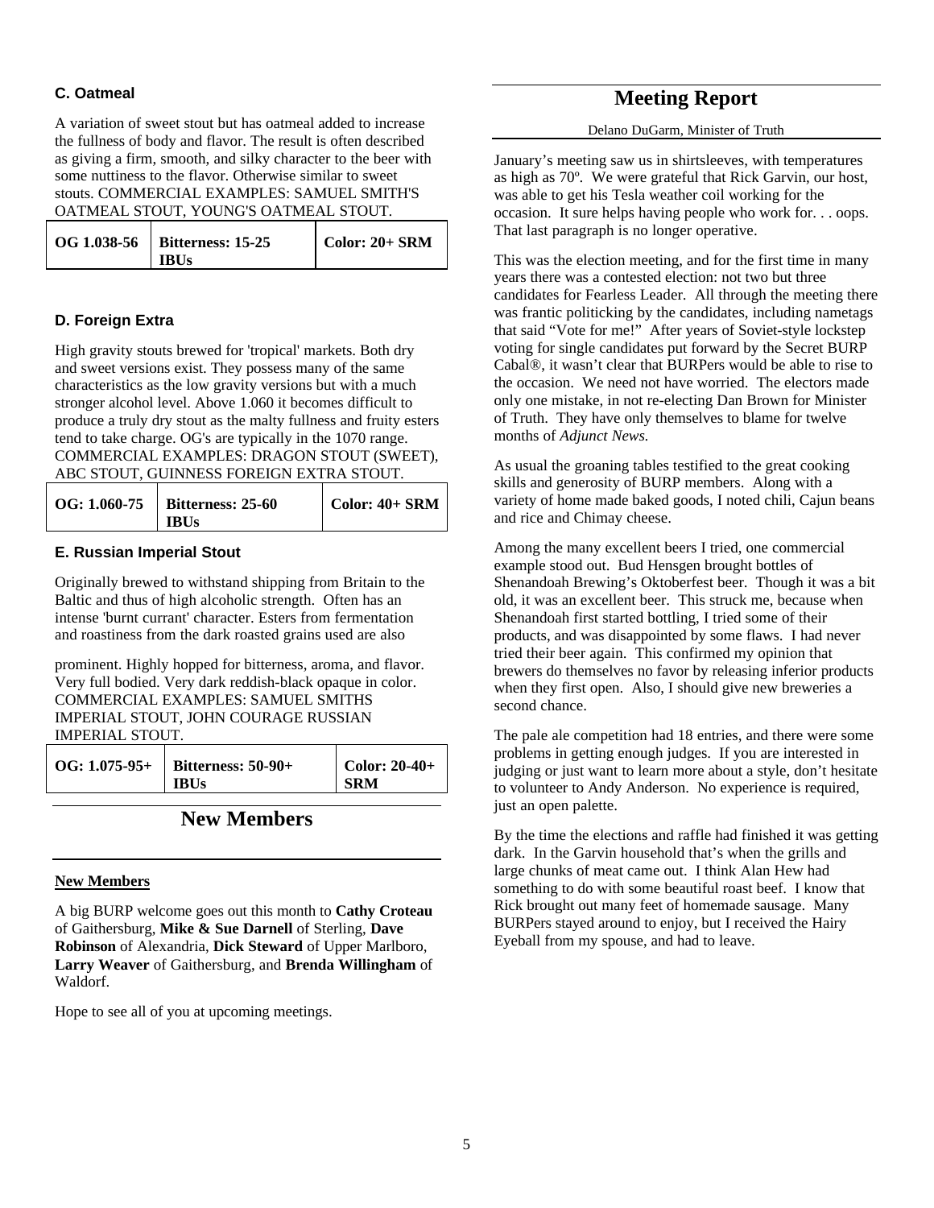### C. Oatmeal

A variation of sweet stout but has oatmeal added to increase the fullness of body and flavor. The result is often described as giving a firm, smooth, and silky character to the beer with some nuttiness to the flavor. Otherwise similar to sweet stouts. COMMERCIAL EXAMPLES: SAMUEL SMITH'S OATMEAL STOUT, YOUNG'S OATMEAL STOUT.

| OG 1.038-56 | Bitterness: 15-25 IBUs | Color: 20+ SRM |
|---|---|---|

### D. Foreign Extra

High gravity stouts brewed for 'tropical' markets. Both dry and sweet versions exist. They possess many of the same characteristics as the low gravity versions but with a much stronger alcohol level. Above 1.060 it becomes difficult to produce a truly dry stout as the malty fullness and fruity esters tend to take charge. OG's are typically in the 1070 range. COMMERCIAL EXAMPLES: DRAGON STOUT (SWEET), ABC STOUT, GUINNESS FOREIGN EXTRA STOUT.

| OG: 1.060-75 | Bitterness: 25-60 IBUs | Color: 40+ SRM |
|---|---|---|

### E. Russian Imperial Stout

Originally brewed to withstand shipping from Britain to the Baltic and thus of high alcoholic strength. Often has an intense 'burnt currant' character. Esters from fermentation and roastiness from the dark roasted grains used are also prominent. Highly hopped for bitterness, aroma, and flavor. Very full bodied. Very dark reddish-black opaque in color. COMMERCIAL EXAMPLES: SAMUEL SMITHS IMPERIAL STOUT, JOHN COURAGE RUSSIAN IMPERIAL STOUT.

| OG: 1.075-95+ | Bitterness: 50-90+ IBUs | Color: 20-40+ SRM |
|---|---|---|

## New Members

**New Members**

A big BURP welcome goes out this month to **Cathy Croteau** of Gaithersburg, **Mike & Sue Darnell** of Sterling, **Dave Robinson** of Alexandria, **Dick Steward** of Upper Marlboro, **Larry Weaver** of Gaithersburg, and **Brenda Willingham** of Waldorf.

Hope to see all of you at upcoming meetings.

## Meeting Report

Delano DuGarm, Minister of Truth

January's meeting saw us in shirtsleeves, with temperatures as high as 70º. We were grateful that Rick Garvin, our host, was able to get his Tesla weather coil working for the occasion. It sure helps having people who work for. . . oops. That last paragraph is no longer operative.

This was the election meeting, and for the first time in many years there was a contested election: not two but three candidates for Fearless Leader. All through the meeting there was frantic politicking by the candidates, including nametags that said "Vote for me!" After years of Soviet-style lockstep voting for single candidates put forward by the Secret BURP Cabal®, it wasn't clear that BURPers would be able to rise to the occasion. We need not have worried. The electors made only one mistake, in not re-electing Dan Brown for Minister of Truth. They have only themselves to blame for twelve months of *Adjunct News.*

As usual the groaning tables testified to the great cooking skills and generosity of BURP members. Along with a variety of home made baked goods, I noted chili, Cajun beans and rice and Chimay cheese.

Among the many excellent beers I tried, one commercial example stood out. Bud Hensgen brought bottles of Shenandoah Brewing's Oktoberfest beer. Though it was a bit old, it was an excellent beer. This struck me, because when Shenandoah first started bottling, I tried some of their products, and was disappointed by some flaws. I had never tried their beer again. This confirmed my opinion that brewers do themselves no favor by releasing inferior products when they first open. Also, I should give new breweries a second chance.

The pale ale competition had 18 entries, and there were some problems in getting enough judges. If you are interested in judging or just want to learn more about a style, don't hesitate to volunteer to Andy Anderson. No experience is required, just an open palette.

By the time the elections and raffle had finished it was getting dark. In the Garvin household that's when the grills and large chunks of meat came out. I think Alan Hew had something to do with some beautiful roast beef. I know that Rick brought out many feet of homemade sausage. Many BURPers stayed around to enjoy, but I received the Hairy Eyeball from my spouse, and had to leave.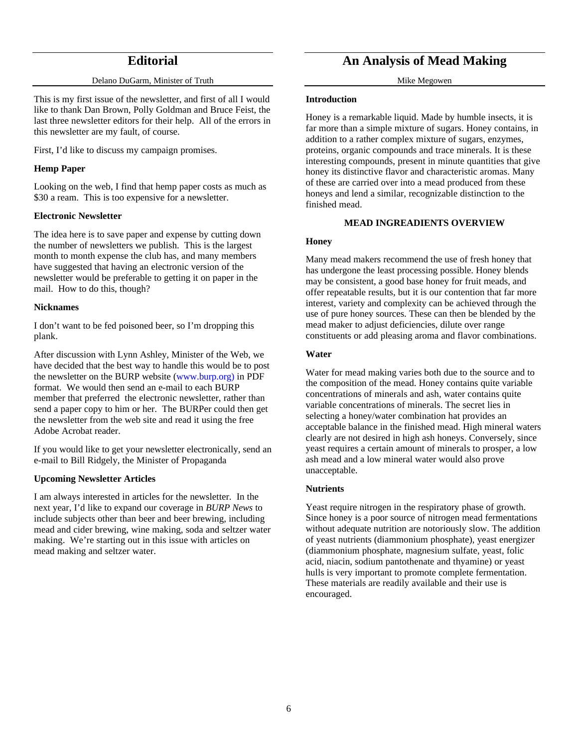## Editorial

Delano DuGarm, Minister of Truth

This is my first issue of the newsletter, and first of all I would like to thank Dan Brown, Polly Goldman and Bruce Feist, the last three newsletter editors for their help. All of the errors in this newsletter are my fault, of course.

First, I'd like to discuss my campaign promises.

**Hemp Paper**

Looking on the web, I find that hemp paper costs as much as $30 a ream. This is too expensive for a newsletter.

**Electronic Newsletter**

The idea here is to save paper and expense by cutting down the number of newsletters we publish. This is the largest month to month expense the club has, and many members have suggested that having an electronic version of the newsletter would be preferable to getting it on paper in the mail. How to do this, though?

**Nicknames**

I don't want to be fed poisoned beer, so I'm dropping this plank.

After discussion with Lynn Ashley, Minister of the Web, we have decided that the best way to handle this would be to post the newsletter on the BURP website (www.burp.org) in PDF format. We would then send an e-mail to each BURP member that preferred the electronic newsletter, rather than send a paper copy to him or her. The BURPer could then get the newsletter from the web site and read it using the free Adobe Acrobat reader.

If you would like to get your newsletter electronically, send an e-mail to Bill Ridgely, the Minister of Propaganda

**Upcoming Newsletter Articles**

I am always interested in articles for the newsletter. In the next year, I'd like to expand our coverage in *BURP News* to include subjects other than beer and beer brewing, including mead and cider brewing, wine making, soda and seltzer water making. We're starting out in this issue with articles on mead making and seltzer water.

## An Analysis of Mead Making

Mike Megowen

**Introduction**

Honey is a remarkable liquid. Made by humble insects, it is far more than a simple mixture of sugars. Honey contains, in addition to a rather complex mixture of sugars, enzymes, proteins, organic compounds and trace minerals. It is these interesting compounds, present in minute quantities that give honey its distinctive flavor and characteristic aromas. Many of these are carried over into a mead produced from these honeys and lend a similar, recognizable distinction to the finished mead.

**MEAD INGREADIENTS OVERVIEW**

**Honey**

Many mead makers recommend the use of fresh honey that has undergone the least processing possible. Honey blends may be consistent, a good base honey for fruit meads, and offer repeatable results, but it is our contention that far more interest, variety and complexity can be achieved through the use of pure honey sources. These can then be blended by the mead maker to adjust deficiencies, dilute over range constituents or add pleasing aroma and flavor combinations.

**Water**

Water for mead making varies both due to the source and to the composition of the mead. Honey contains quite variable concentrations of minerals and ash, water contains quite variable concentrations of minerals. The secret lies in selecting a honey/water combination hat provides an acceptable balance in the finished mead. High mineral waters clearly are not desired in high ash honeys. Conversely, since yeast requires a certain amount of minerals to prosper, a low ash mead and a low mineral water would also prove unacceptable.

**Nutrients**

Yeast require nitrogen in the respiratory phase of growth. Since honey is a poor source of nitrogen mead fermentations without adequate nutrition are notoriously slow. The addition of yeast nutrients (diammonium phosphate), yeast energizer (diammonium phosphate, magnesium sulfate, yeast, folic acid, niacin, sodium pantothenate and thyamine) or yeast hulls is very important to promote complete fermentation. These materials are readily available and their use is encouraged.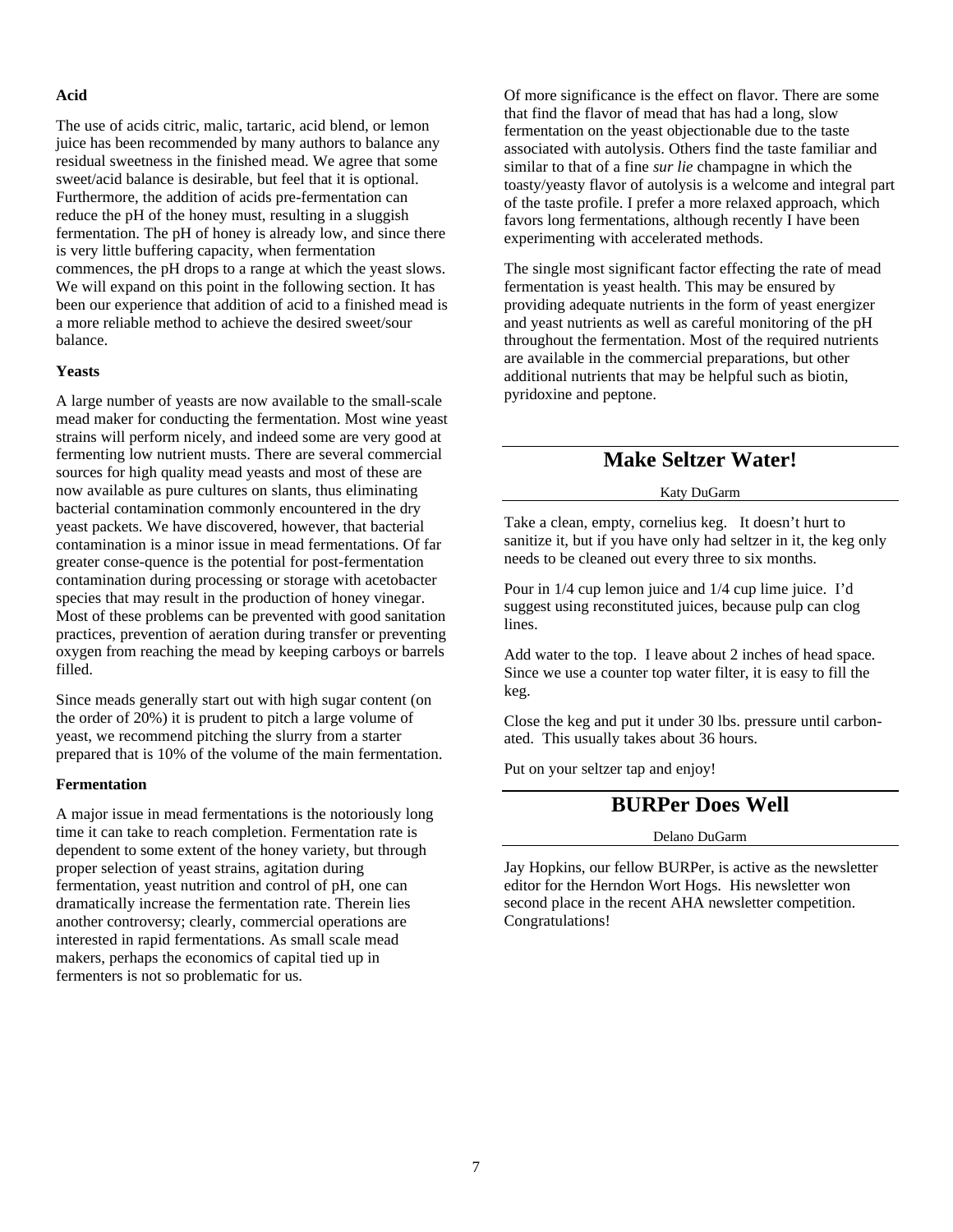### Acid

The use of acids citric, malic, tartaric, acid blend, or lemon juice has been recommended by many authors to balance any residual sweetness in the finished mead. We agree that some sweet/acid balance is desirable, but feel that it is optional. Furthermore, the addition of acids pre-fermentation can reduce the pH of the honey must, resulting in a sluggish fermentation. The pH of honey is already low, and since there is very little buffering capacity, when fermentation commences, the pH drops to a range at which the yeast slows. We will expand on this point in the following section. It has been our experience that addition of acid to a finished mead is a more reliable method to achieve the desired sweet/sour balance.

### Yeasts

A large number of yeasts are now available to the small-scale mead maker for conducting the fermentation. Most wine yeast strains will perform nicely, and indeed some are very good at fermenting low nutrient musts. There are several commercial sources for high quality mead yeasts and most of these are now available as pure cultures on slants, thus eliminating bacterial contamination commonly encountered in the dry yeast packets. We have discovered, however, that bacterial contamination is a minor issue in mead fermentations. Of far greater conse-quence is the potential for post-fermentation contamination during processing or storage with acetobacter species that may result in the production of honey vinegar. Most of these problems can be prevented with good sanitation practices, prevention of aeration during transfer or preventing oxygen from reaching the mead by keeping carboys or barrels filled.

Since meads generally start out with high sugar content (on the order of 20%) it is prudent to pitch a large volume of yeast, we recommend pitching the slurry from a starter prepared that is 10% of the volume of the main fermentation.

### Fermentation

A major issue in mead fermentations is the notoriously long time it can take to reach completion. Fermentation rate is dependent to some extent of the honey variety, but through proper selection of yeast strains, agitation during fermentation, yeast nutrition and control of pH, one can dramatically increase the fermentation rate. Therein lies another controversy; clearly, commercial operations are interested in rapid fermentations. As small scale mead makers, perhaps the economics of capital tied up in fermenters is not so problematic for us.

Of more significance is the effect on flavor. There are some that find the flavor of mead that has had a long, slow fermentation on the yeast objectionable due to the taste associated with autolysis. Others find the taste familiar and similar to that of a fine *sur lie* champagne in which the toasty/yeasty flavor of autolysis is a welcome and integral part of the taste profile. I prefer a more relaxed approach, which favors long fermentations, although recently I have been experimenting with accelerated methods.

The single most significant factor effecting the rate of mead fermentation is yeast health. This may be ensured by providing adequate nutrients in the form of yeast energizer and yeast nutrients as well as careful monitoring of the pH throughout the fermentation. Most of the required nutrients are available in the commercial preparations, but other additional nutrients that may be helpful such as biotin, pyridoxine and peptone.

## Make Seltzer Water!

Katy DuGarm

Take a clean, empty, cornelius keg. It doesn't hurt to sanitize it, but if you have only had seltzer in it, the keg only needs to be cleaned out every three to six months.

Pour in 1/4 cup lemon juice and 1/4 cup lime juice. I'd suggest using reconstituted juices, because pulp can clog lines.

Add water to the top. I leave about 2 inches of head space. Since we use a counter top water filter, it is easy to fill the keg.

Close the keg and put it under 30 lbs. pressure until carbon-ated. This usually takes about 36 hours.

Put on your seltzer tap and enjoy!

## BURPer Does Well

Delano DuGarm

Jay Hopkins, our fellow BURPer, is active as the newsletter editor for the Herndon Wort Hogs. His newsletter won second place in the recent AHA newsletter competition. Congratulations!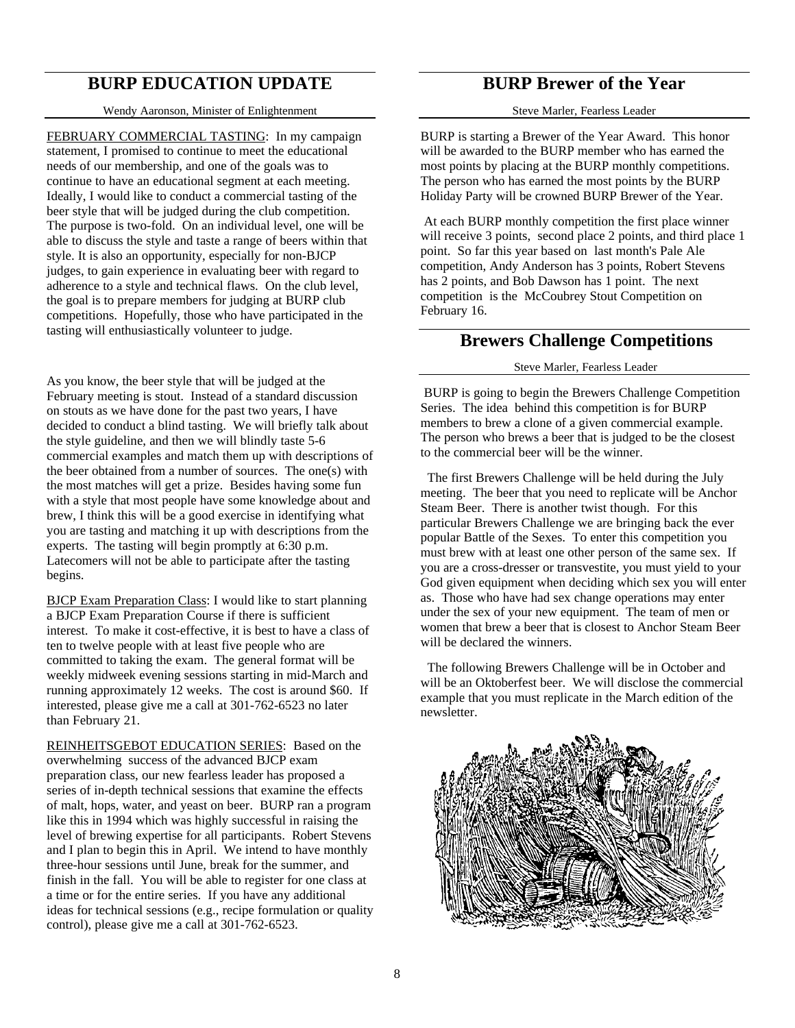## BURP EDUCATION UPDATE

Wendy Aaronson, Minister of Enlightenment

FEBRUARY COMMERCIAL TASTING: In my campaign statement, I promised to continue to meet the educational needs of our membership, and one of the goals was to continue to have an educational segment at each meeting. Ideally, I would like to conduct a commercial tasting of the beer style that will be judged during the club competition. The purpose is two-fold. On an individual level, one will be able to discuss the style and taste a range of beers within that style. It is also an opportunity, especially for non-BJCP judges, to gain experience in evaluating beer with regard to adherence to a style and technical flaws. On the club level, the goal is to prepare members for judging at BURP club competitions. Hopefully, those who have participated in the tasting will enthusiastically volunteer to judge.

As you know, the beer style that will be judged at the February meeting is stout. Instead of a standard discussion on stouts as we have done for the past two years, I have decided to conduct a blind tasting. We will briefly talk about the style guideline, and then we will blindly taste 5-6 commercial examples and match them up with descriptions of the beer obtained from a number of sources. The one(s) with the most matches will get a prize. Besides having some fun with a style that most people have some knowledge about and brew, I think this will be a good exercise in identifying what you are tasting and matching it up with descriptions from the experts. The tasting will begin promptly at 6:30 p.m. Latecomers will not be able to participate after the tasting begins.

BJCP Exam Preparation Class: I would like to start planning a BJCP Exam Preparation Course if there is sufficient interest. To make it cost-effective, it is best to have a class of ten to twelve people with at least five people who are committed to taking the exam. The general format will be weekly midweek evening sessions starting in mid-March and running approximately 12 weeks. The cost is around $60. If interested, please give me a call at 301-762-6523 no later than February 21.

REINHEITSGEBOT EDUCATION SERIES: Based on the overwhelming success of the advanced BJCP exam preparation class, our new fearless leader has proposed a series of in-depth technical sessions that examine the effects of malt, hops, water, and yeast on beer. BURP ran a program like this in 1994 which was highly successful in raising the level of brewing expertise for all participants. Robert Stevens and I plan to begin this in April. We intend to have monthly three-hour sessions until June, break for the summer, and finish in the fall. You will be able to register for one class at a time or for the entire series. If you have any additional ideas for technical sessions (e.g., recipe formulation or quality control), please give me a call at 301-762-6523.

## BURP Brewer of the Year

Steve Marler, Fearless Leader

BURP is starting a Brewer of the Year Award. This honor will be awarded to the BURP member who has earned the most points by placing at the BURP monthly competitions. The person who has earned the most points by the BURP Holiday Party will be crowned BURP Brewer of the Year.

At each BURP monthly competition the first place winner will receive 3 points, second place 2 points, and third place 1 point. So far this year based on last month's Pale Ale competition, Andy Anderson has 3 points, Robert Stevens has 2 points, and Bob Dawson has 1 point. The next competition is the McCoubrey Stout Competition on February 16.

## Brewers Challenge Competitions

Steve Marler, Fearless Leader

BURP is going to begin the Brewers Challenge Competition Series. The idea behind this competition is for BURP members to brew a clone of a given commercial example. The person who brews a beer that is judged to be the closest to the commercial beer will be the winner.

The first Brewers Challenge will be held during the July meeting. The beer that you need to replicate will be Anchor Steam Beer. There is another twist though. For this particular Brewers Challenge we are bringing back the ever popular Battle of the Sexes. To enter this competition you must brew with at least one other person of the same sex. If you are a cross-dresser or transvestite, you must yield to your God given equipment when deciding which sex you will enter as. Those who have had sex change operations may enter under the sex of your new equipment. The team of men or women that brew a beer that is closest to Anchor Steam Beer will be declared the winners.

The following Brewers Challenge will be in October and will be an Oktoberfest beer. We will disclose the commercial example that you must replicate in the March edition of the newsletter.